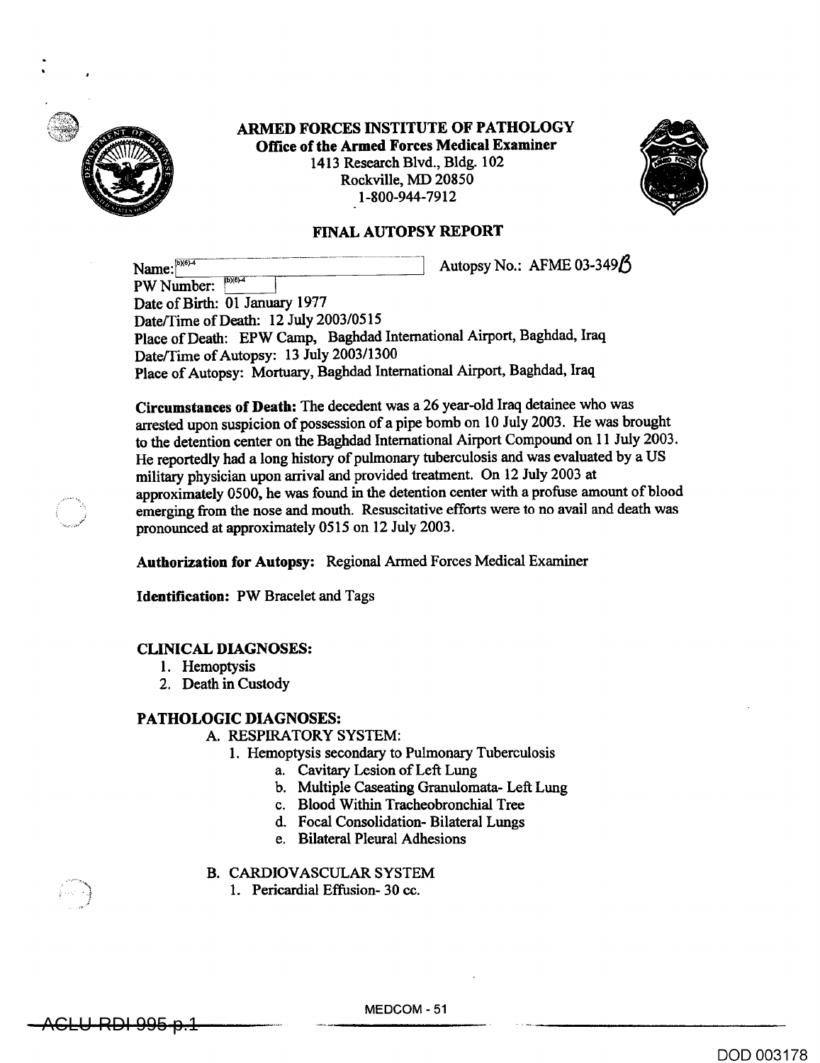# ARMED FORCES INSTITUTE OF PATHOLOGY

**Office of the Armed Forces Medical Examiner**
1413 Research Blvd., Bldg. 102
Rockville, MD 20850
1-800-944-7912

## FINAL AUTOPSY REPORT

Name: (b)(6)-4 Autopsy No.: AFME 03-349B
PW Number: (b)(6)-4
Date of Birth: 01 January 1977
Date/Time of Death: 12 July 2003/0515
Place of Death: EPW Camp, Baghdad International Airport, Baghdad, Iraq
Date/Time of Autopsy: 13 July 2003/1300
Place of Autopsy: Mortuary, Baghdad International Airport, Baghdad, Iraq

**Circumstances of Death:** The decedent was a 26 year-old Iraq detainee who was arrested upon suspicion of possession of a pipe bomb on 10 July 2003. He was brought to the detention center on the Baghdad International Airport Compound on 11 July 2003. He reportedly had a long history of pulmonary tuberculosis and was evaluated by a US military physician upon arrival and provided treatment. On 12 July 2003 at approximately 0500, he was found in the detention center with a profuse amount of blood emerging from the nose and mouth. Resuscitative efforts were to no avail and death was pronounced at approximately 0515 on 12 July 2003.

**Authorization for Autopsy:** Regional Armed Forces Medical Examiner

**Identification:** PW Bracelet and Tags

### CLINICAL DIAGNOSES:

1. Hemoptysis
2. Death in Custody

### PATHOLOGIC DIAGNOSES:

A. RESPIRATORY SYSTEM:
   1. Hemoptysis secondary to Pulmonary Tuberculosis
      a. Cavitary Lesion of Left Lung
      b. Multiple Caseating Granulomata- Left Lung
      c. Blood Within Tracheobronchial Tree
      d. Focal Consolidation- Bilateral Lungs
      e. Bilateral Pleural Adhesions

B. CARDIOVASCULAR SYSTEM
   1. Pericardial Effusion- 30 cc.

MEDCOM - 51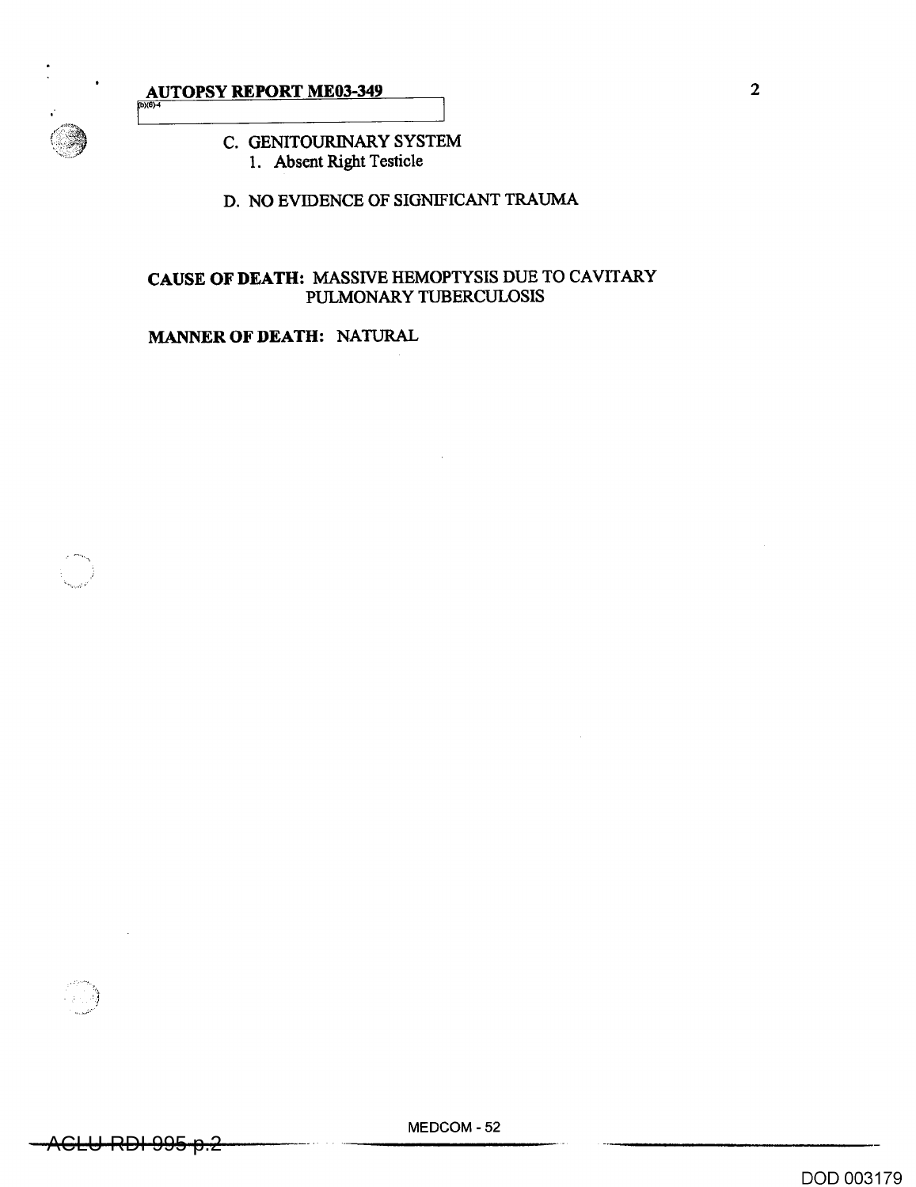**AUTOPSY REPORT ME03-349**

(b)(6)-4

C. GENITOURINARY SYSTEM
   1. Absent Right Testicle

D. NO EVIDENCE OF SIGNIFICANT TRAUMA

**CAUSE OF DEATH:** MASSIVE HEMOPTYSIS DUE TO CAVITARY PULMONARY TUBERCULOSIS

**MANNER OF DEATH:** NATURAL

MEDCOM - 52

~~ACLU-RDI 995 p.2~~

DOD 003179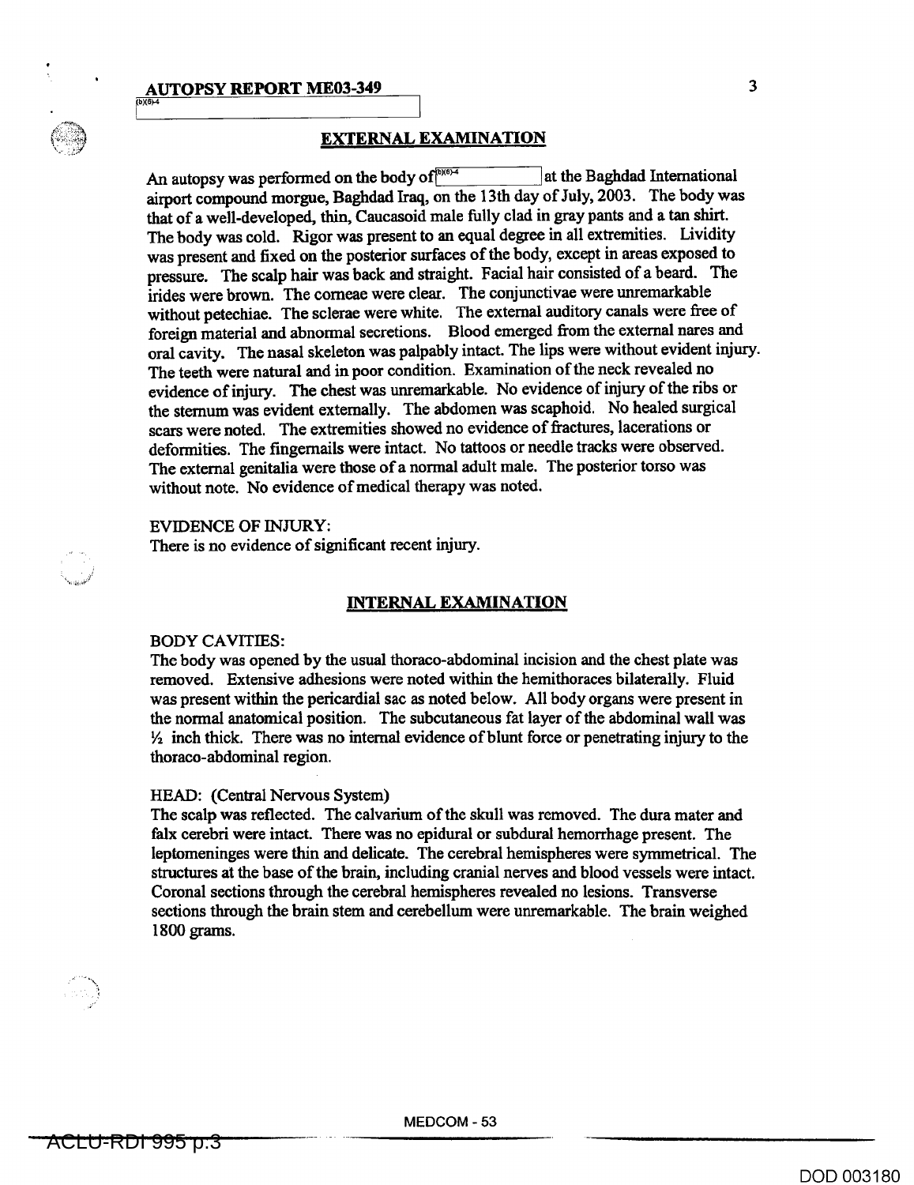**AUTOPSY REPORT ME03-349**

(b)(6)-4

## EXTERNAL EXAMINATION

An autopsy was performed on the body of (b)(6)-4 at the Baghdad International airport compound morgue, Baghdad Iraq, on the 13th day of July, 2003. The body was that of a well-developed, thin, Caucasoid male fully clad in gray pants and a tan shirt. The body was cold. Rigor was present to an equal degree in all extremities. Lividity was present and fixed on the posterior surfaces of the body, except in areas exposed to pressure. The scalp hair was back and straight. Facial hair consisted of a beard. The irides were brown. The corneae were clear. The conjunctivae were unremarkable without petechiae. The sclerae were white. The external auditory canals were free of foreign material and abnormal secretions. Blood emerged from the external nares and oral cavity. The nasal skeleton was palpably intact. The lips were without evident injury. The teeth were natural and in poor condition. Examination of the neck revealed no evidence of injury. The chest was unremarkable. No evidence of injury of the ribs or the sternum was evident externally. The abdomen was scaphoid. No healed surgical scars were noted. The extremities showed no evidence of fractures, lacerations or deformities. The fingernails were intact. No tattoos or needle tracks were observed. The external genitalia were those of a normal adult male. The posterior torso was without note. No evidence of medical therapy was noted.

EVIDENCE OF INJURY:
There is no evidence of significant recent injury.

## INTERNAL EXAMINATION

BODY CAVITIES:
The body was opened by the usual thoraco-abdominal incision and the chest plate was removed. Extensive adhesions were noted within the hemithoraces bilaterally. Fluid was present within the pericardial sac as noted below. All body organs were present in the normal anatomical position. The subcutaneous fat layer of the abdominal wall was ½ inch thick. There was no internal evidence of blunt force or penetrating injury to the thoraco-abdominal region.

HEAD: (Central Nervous System)
The scalp was reflected. The calvarium of the skull was removed. The dura mater and falx cerebri were intact. There was no epidural or subdural hemorrhage present. The leptomeninges were thin and delicate. The cerebral hemispheres were symmetrical. The structures at the base of the brain, including cranial nerves and blood vessels were intact. Coronal sections through the cerebral hemispheres revealed no lesions. Transverse sections through the brain stem and cerebellum were unremarkable. The brain weighed 1800 grams.

MEDCOM - 53

ACLU-RDI 995 p.3

DOD 003180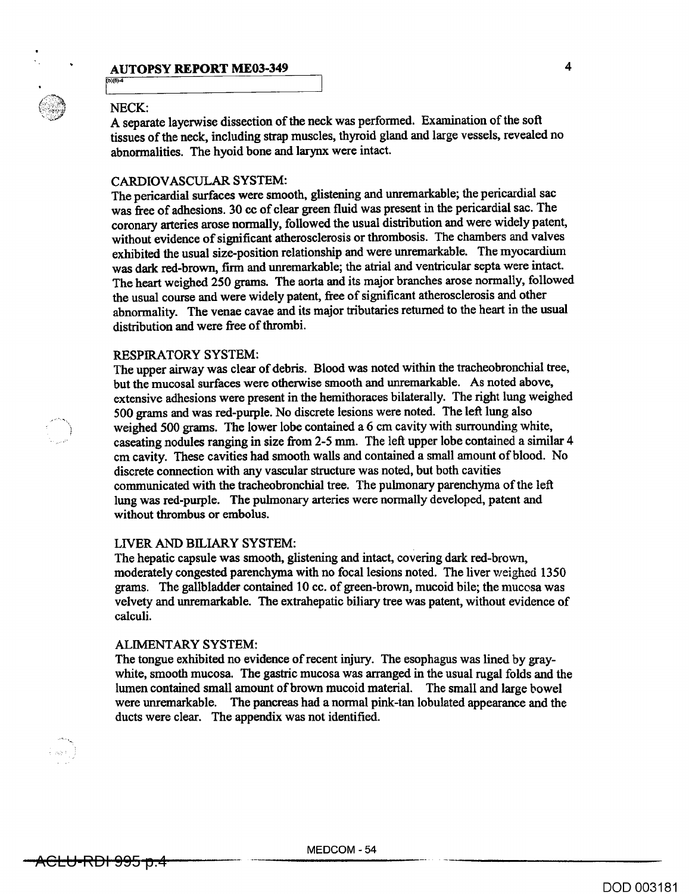## AUTOPSY REPORT ME03-349

(b)(6)-4

NECK:
A separate layerwise dissection of the neck was performed. Examination of the soft tissues of the neck, including strap muscles, thyroid gland and large vessels, revealed no abnormalities. The hyoid bone and larynx were intact.

CARDIOVASCULAR SYSTEM:
The pericardial surfaces were smooth, glistening and unremarkable; the pericardial sac was free of adhesions. 30 cc of clear green fluid was present in the pericardial sac. The coronary arteries arose normally, followed the usual distribution and were widely patent, without evidence of significant atherosclerosis or thrombosis. The chambers and valves exhibited the usual size-position relationship and were unremarkable. The myocardium was dark red-brown, firm and unremarkable; the atrial and ventricular septa were intact. The heart weighed 250 grams. The aorta and its major branches arose normally, followed the usual course and were widely patent, free of significant atherosclerosis and other abnormality. The venae cavae and its major tributaries returned to the heart in the usual distribution and were free of thrombi.

RESPIRATORY SYSTEM:
The upper airway was clear of debris. Blood was noted within the tracheobronchial tree, but the mucosal surfaces were otherwise smooth and unremarkable. As noted above, extensive adhesions were present in the hemithoraces bilaterally. The right lung weighed 500 grams and was red-purple. No discrete lesions were noted. The left lung also weighed 500 grams. The lower lobe contained a 6 cm cavity with surrounding white, caseating nodules ranging in size from 2-5 mm. The left upper lobe contained a similar 4 cm cavity. These cavities had smooth walls and contained a small amount of blood. No discrete connection with any vascular structure was noted, but both cavities communicated with the tracheobronchial tree. The pulmonary parenchyma of the left lung was red-purple. The pulmonary arteries were normally developed, patent and without thrombus or embolus.

LIVER AND BILIARY SYSTEM:
The hepatic capsule was smooth, glistening and intact, covering dark red-brown, moderately congested parenchyma with no focal lesions noted. The liver weighed 1350 grams. The gallbladder contained 10 cc. of green-brown, mucoid bile; the mucosa was velvety and unremarkable. The extrahepatic biliary tree was patent, without evidence of calculi.

ALIMENTARY SYSTEM:
The tongue exhibited no evidence of recent injury. The esophagus was lined by gray-white, smooth mucosa. The gastric mucosa was arranged in the usual rugal folds and the lumen contained small amount of brown mucoid material. The small and large bowel were unremarkable. The pancreas had a normal pink-tan lobulated appearance and the ducts were clear. The appendix was not identified.

MEDCOM - 54

ACLU-RDI 995 p.4

DOD 003181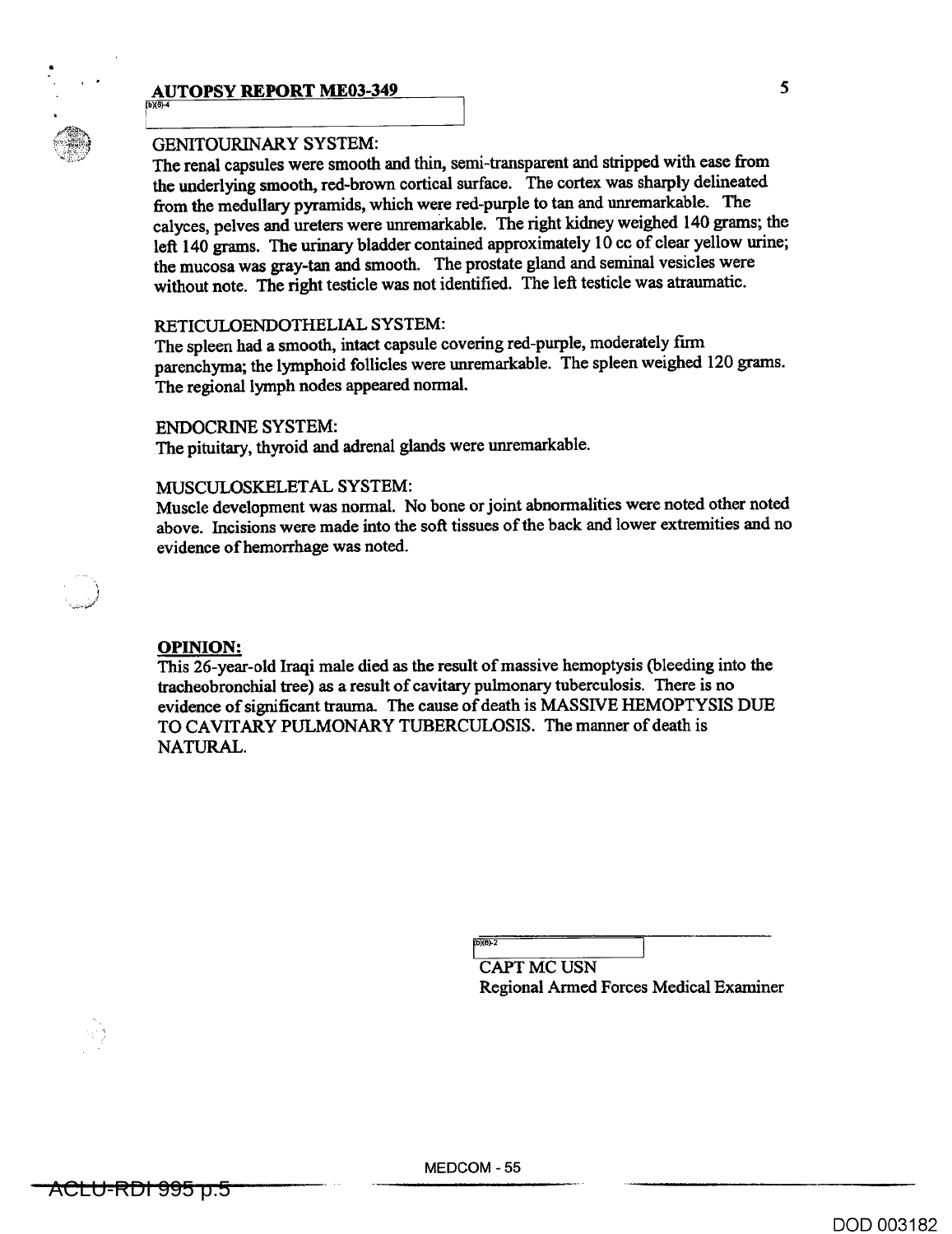**AUTOPSY REPORT ME03-349**

(b)(6)-4

GENITOURINARY SYSTEM:
The renal capsules were smooth and thin, semi-transparent and stripped with ease from the underlying smooth, red-brown cortical surface. The cortex was sharply delineated from the medullary pyramids, which were red-purple to tan and unremarkable. The calyces, pelves and ureters were unremarkable. The right kidney weighed 140 grams; the left 140 grams. The urinary bladder contained approximately 10 cc of clear yellow urine; the mucosa was gray-tan and smooth. The prostate gland and seminal vesicles were without note. The right testicle was not identified. The left testicle was atraumatic.

RETICULOENDOTHELIAL SYSTEM:
The spleen had a smooth, intact capsule covering red-purple, moderately firm parenchyma; the lymphoid follicles were unremarkable. The spleen weighed 120 grams. The regional lymph nodes appeared normal.

ENDOCRINE SYSTEM:
The pituitary, thyroid and adrenal glands were unremarkable.

MUSCULOSKELETAL SYSTEM:
Muscle development was normal. No bone or joint abnormalities were noted other noted above. Incisions were made into the soft tissues of the back and lower extremities and no evidence of hemorrhage was noted.

**OPINION:**
This 26-year-old Iraqi male died as the result of massive hemoptysis (bleeding into the tracheobronchial tree) as a result of cavitary pulmonary tuberculosis. There is no evidence of significant trauma. The cause of death is MASSIVE HEMOPTYSIS DUE TO CAVITARY PULMONARY TUBERCULOSIS. The manner of death is NATURAL.

(b)(6)-2
CAPT MC USN
Regional Armed Forces Medical Examiner

MEDCOM - 55

ACLU-RDI 995 p.5

DOD 003182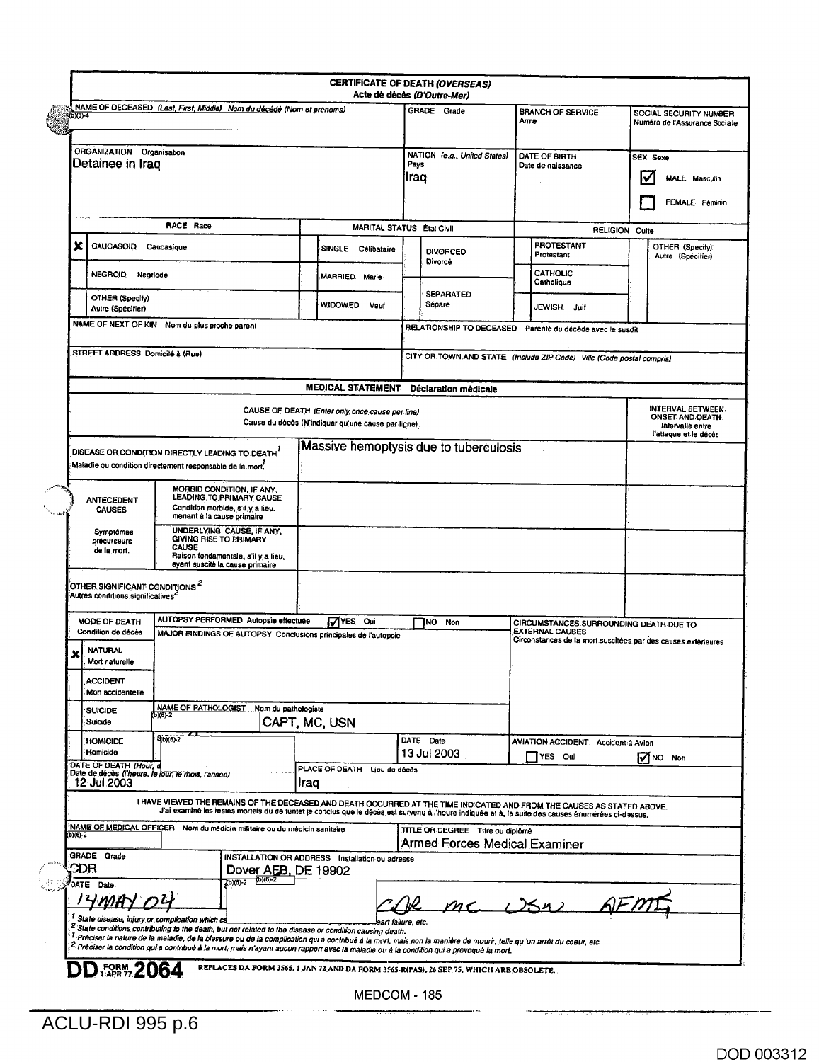# CERTIFICATE OF DEATH *(OVERSEAS)*
## Acte dé décès *(D'Outre-Mer)*

| | | | |
|---|---|---|---|
| NAME OF DECEASED *(Last, First, Middle)* Nom du décédé (Nom et prénoms) (b)(6)-4 | GRADE Grade | BRANCH OF SERVICE Arme | SOCIAL SECURITY NUMBER Numéro de l'Assurance Sociale |
| ORGANIZATION Organisation Detainee in Iraq | NATION *(e.g., United States)* Pays Iraq | DATE OF BIRTH Date de naissance | SEX Sexe ☑ MALE Masculin ☐ FEMALE Féminin |

| RACE Race | MARITAL STATUS État Civil | | RELIGION Culte | |
|---|---|---|---|---|
| ☒ CAUCASOID Caucasique | ☐ SINGLE Célibataire | ☐ DIVORCED Divorcé | ☐ PROTESTANT Protestant | ☐ OTHER (Specify) Autre (Spécifier) |
| ☐ NEGROID Negriode | ☐ MARRIED Marié | | ☐ CATHOLIC Catholique | |
| ☐ OTHER (Specify) Autre (Spécifier) | ☐ WIDOWED Veuf | ☐ SEPARATED Séparé | ☐ JEWISH Juif | |

| | |
|---|---|
| NAME OF NEXT OF KIN Nom du plus proche parent | RELATIONSHIP TO DECEASED Parenté du décédé avec le susdit |
| STREET ADDRESS Domicilé à (Rue) | CITY OR TOWN AND STATE *(Include ZIP Code)* Ville (Code postal compris) |

## MEDICAL STATEMENT Déclaration médicale

| | CAUSE OF DEATH *(Enter only once cause per line)* Cause du décès (N'indiquer qu'une cause par ligne) | INTERVAL BETWEEN ONSET AND DEATH Intervalle entre l'attaque et le décès |
|---|---|---|
| DISEASE OR CONDITION DIRECTLY LEADING TO DEATH[1] Maladie ou condition directement responsable de la mort[1] | Massive hemoptysis due to tuberculosis | |
| ANTECEDENT CAUSES Symptômes précurseurs de la mort. — MORBID CONDITION, IF ANY, LEADING TO PRIMARY CAUSE Condition morbide, s'il y a lieu, menant à la cause primaire | | |
| UNDERLYING CAUSE, IF ANY, GIVING RISE TO PRIMARY CAUSE Raison fondamentale, s'il y a lieu, ayant suscité la cause primaire | | |
| OTHER SIGNIFICANT CONDITIONS[2] Autres conditions significatives[2] | | |

| MODE OF DEATH Condition de décès | AUTOPSY PERFORMED Autopsie effectuée ☑ YES Oui ☐ NO Non | | CIRCUMSTANCES SURROUNDING DEATH DUE TO EXTERNAL CAUSES Circonstances de la mort suscitées par des causes extérieures |
|---|---|---|---|
| ☒ NATURAL Mort naturelle | MAJOR FINDINGS OF AUTOPSY Conclusions principales de l'autopsie | | |
| ☐ ACCIDENT Mort accidentelle | | | |
| ☐ SUICIDE Suicide | NAME OF PATHOLOGIST Nom du pathologiste (b)(6)-2 CAPT, MC, USN | | |
| ☐ HOMICIDE Homicide | S (b)(6)-2 | DATE Date 13 Jul 2003 | AVIATION ACCIDENT Accident à Avion ☐ YES Oui ☑ NO Non |
| DATE OF DEATH (Hour, d... Date de décès (l'heure, le jour, le mois, l'année) 12 Jul 2003 | PLACE OF DEATH Lieu de décès Iraq | | |

I HAVE VIEWED THE REMAINS OF THE DECEASED AND DEATH OCCURRED AT THE TIME INDICATED AND FROM THE CAUSES AS STATED ABOVE.
J'ai examiné les restes mortels du dé funtet je conclus que le décès est survenu à l'heure indiquée et à, la suite des causes énumérées ci-dessus.

| | |
|---|---|
| NAME OF MEDICAL OFFICER Nom du médicin militaire ou du médicin sanitaire (b)(6)-2 | TITLE OR DEGREE Titre ou diplôme Armed Forces Medical Examiner |
| GRADE Grade CDR | INSTALLATION OR ADDRESS Installation ou adresse Dover AFB, DE 19902 |
| DATE Date 14 MAY 04 | (b)(6)-2 (b)(6)-2 CDR MC USN AFME |

[1] State disease, injury or complication which ca... ...eart failure, etc.
[2] State conditions contributing to the death, but not related to the disease or condition causing death.
[1] Préciser la nature de la maladie, de la blessure ou de la complication qui a contribué à la mort, mais non la manière de mourir, telle qu'un arrêt du coeur, etc
[2] Préciser la condition qui a contribué à la mort, mais n'ayant aucun rapport avec la maladie ou à la condition qui a provoqué la mort.

**DD FORM 2064** 1 APR 77 — REPLACES DA FORM 3565, 1 JAN 72 AND DA FORM 3565-R(PAS), 26 SEP 75, WHICH ARE OBSOLETE.

MEDCOM - 185

ACLU-RDI 995 p.6

DOD 003312